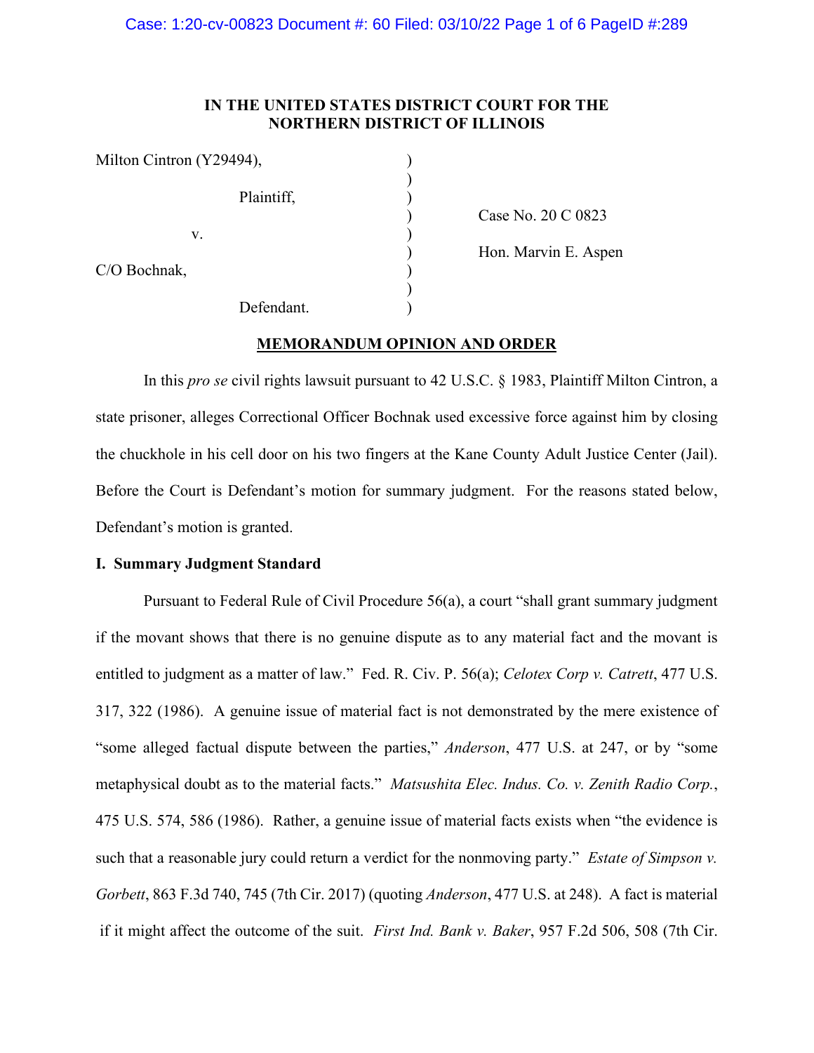# IN THE UNITED STATES DISTRICT COURT FOR THE NORTHERN DISTRICT OF ILLINOIS

| | | |
|---|---|---|
| Milton Cintron (Y29494), | ) | |
| | ) | |
| Plaintiff, | ) | |
| | ) | Case No. 20 C 0823 |
| v. | ) | |
| | ) | Hon. Marvin E. Aspen |
| C/O Bochnak, | ) | |
| | ) | |
| Defendant. | ) | |

## MEMORANDUM OPINION AND ORDER

In this *pro se* civil rights lawsuit pursuant to 42 U.S.C. § 1983, Plaintiff Milton Cintron, a state prisoner, alleges Correctional Officer Bochnak used excessive force against him by closing the chuckhole in his cell door on his two fingers at the Kane County Adult Justice Center (Jail). Before the Court is Defendant's motion for summary judgment. For the reasons stated below, Defendant's motion is granted.

### I. Summary Judgment Standard

Pursuant to Federal Rule of Civil Procedure 56(a), a court "shall grant summary judgment if the movant shows that there is no genuine dispute as to any material fact and the movant is entitled to judgment as a matter of law." Fed. R. Civ. P. 56(a); *Celotex Corp v. Catrett*, 477 U.S. 317, 322 (1986). A genuine issue of material fact is not demonstrated by the mere existence of "some alleged factual dispute between the parties," *Anderson*, 477 U.S. at 247, or by "some metaphysical doubt as to the material facts." *Matsushita Elec. Indus. Co. v. Zenith Radio Corp.*, 475 U.S. 574, 586 (1986). Rather, a genuine issue of material facts exists when "the evidence is such that a reasonable jury could return a verdict for the nonmoving party." *Estate of Simpson v. Gorbett*, 863 F.3d 740, 745 (7th Cir. 2017) (quoting *Anderson*, 477 U.S. at 248). A fact is material if it might affect the outcome of the suit. *First Ind. Bank v. Baker*, 957 F.2d 506, 508 (7th Cir.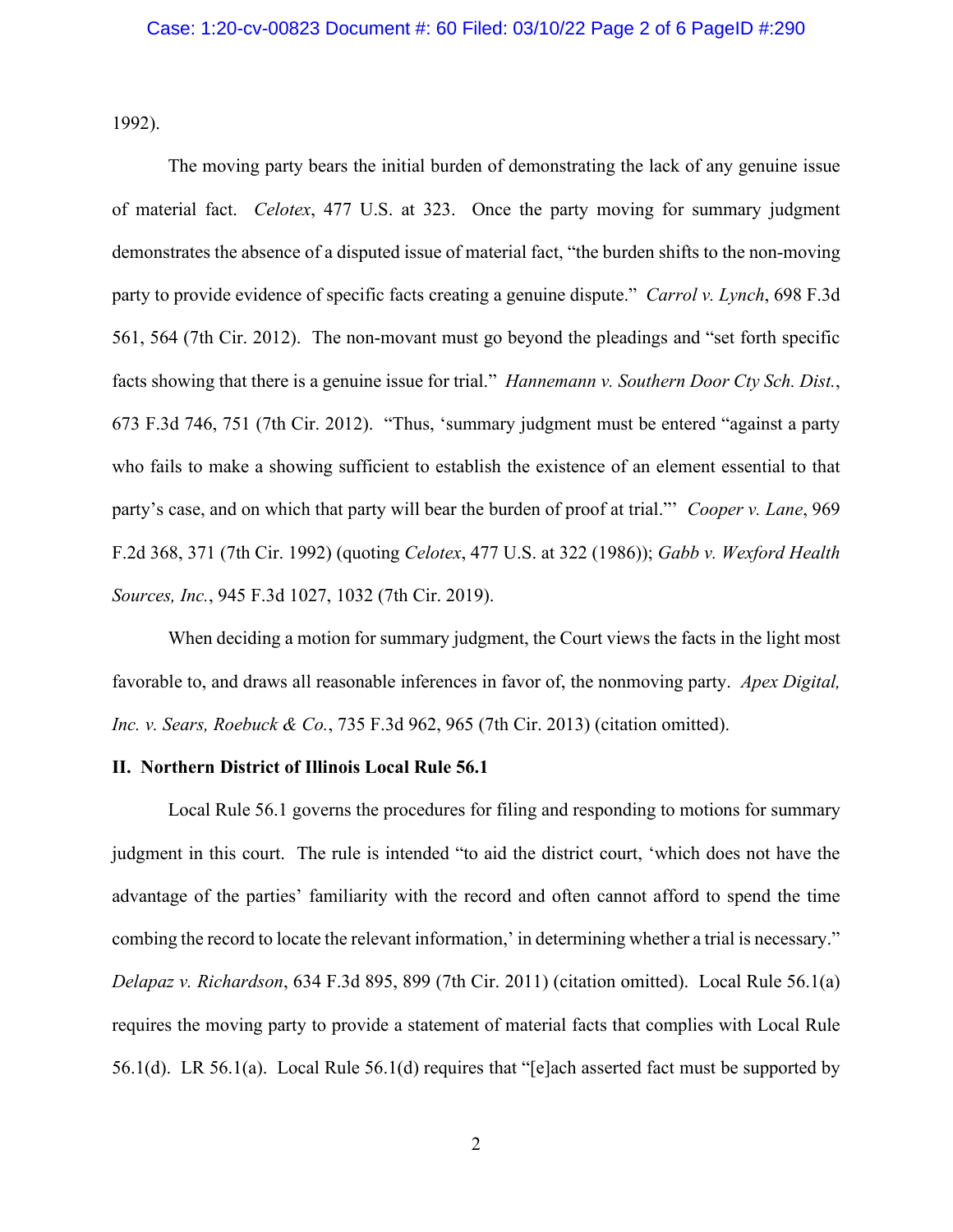1992).

The moving party bears the initial burden of demonstrating the lack of any genuine issue of material fact. *Celotex*, 477 U.S. at 323. Once the party moving for summary judgment demonstrates the absence of a disputed issue of material fact, "the burden shifts to the non-moving party to provide evidence of specific facts creating a genuine dispute." *Carrol v. Lynch*, 698 F.3d 561, 564 (7th Cir. 2012). The non-movant must go beyond the pleadings and "set forth specific facts showing that there is a genuine issue for trial." *Hannemann v. Southern Door Cty Sch. Dist.*, 673 F.3d 746, 751 (7th Cir. 2012). "Thus, 'summary judgment must be entered "against a party who fails to make a showing sufficient to establish the existence of an element essential to that party's case, and on which that party will bear the burden of proof at trial."' *Cooper v. Lane*, 969 F.2d 368, 371 (7th Cir. 1992) (quoting *Celotex*, 477 U.S. at 322 (1986)); *Gabb v. Wexford Health Sources, Inc.*, 945 F.3d 1027, 1032 (7th Cir. 2019).

When deciding a motion for summary judgment, the Court views the facts in the light most favorable to, and draws all reasonable inferences in favor of, the nonmoving party. *Apex Digital, Inc. v. Sears, Roebuck & Co.*, 735 F.3d 962, 965 (7th Cir. 2013) (citation omitted).

## II. Northern District of Illinois Local Rule 56.1

Local Rule 56.1 governs the procedures for filing and responding to motions for summary judgment in this court. The rule is intended "to aid the district court, 'which does not have the advantage of the parties' familiarity with the record and often cannot afford to spend the time combing the record to locate the relevant information,' in determining whether a trial is necessary." *Delapaz v. Richardson*, 634 F.3d 895, 899 (7th Cir. 2011) (citation omitted). Local Rule 56.1(a) requires the moving party to provide a statement of material facts that complies with Local Rule 56.1(d). LR 56.1(a). Local Rule 56.1(d) requires that "[e]ach asserted fact must be supported by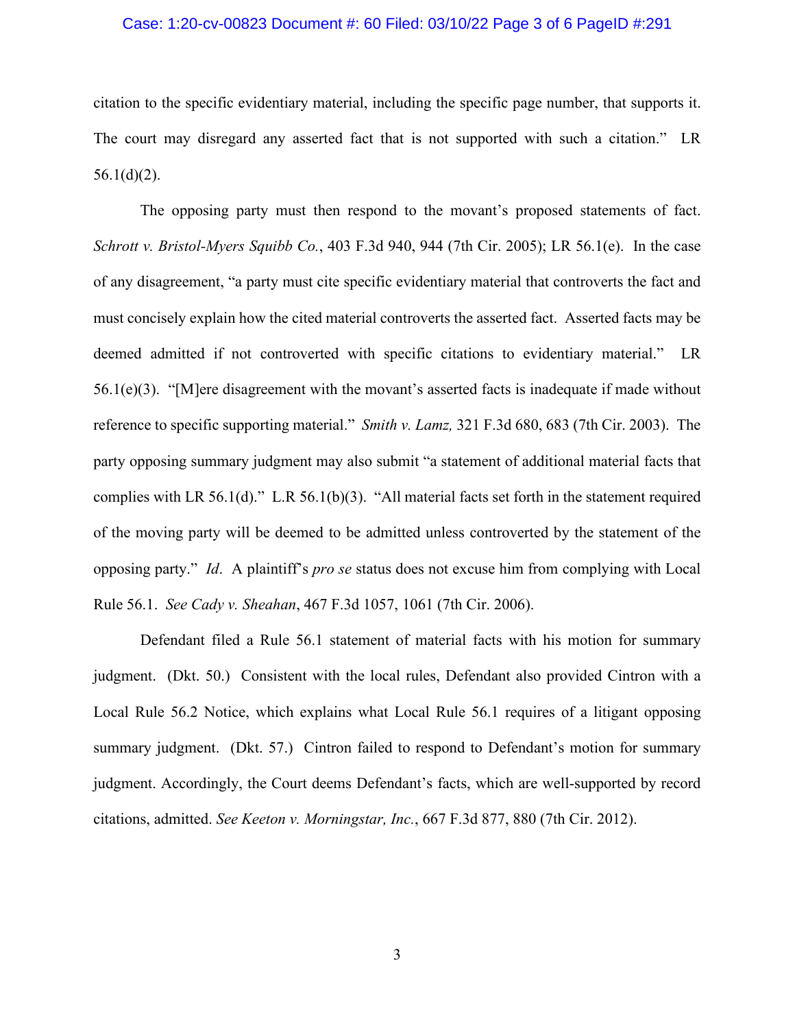citation to the specific evidentiary material, including the specific page number, that supports it. The court may disregard any asserted fact that is not supported with such a citation." LR 56.1(d)(2).

The opposing party must then respond to the movant's proposed statements of fact. *Schrott v. Bristol-Myers Squibb Co.*, 403 F.3d 940, 944 (7th Cir. 2005); LR 56.1(e). In the case of any disagreement, "a party must cite specific evidentiary material that controverts the fact and must concisely explain how the cited material controverts the asserted fact. Asserted facts may be deemed admitted if not controverted with specific citations to evidentiary material." LR 56.1(e)(3). "[M]ere disagreement with the movant's asserted facts is inadequate if made without reference to specific supporting material." *Smith v. Lamz,* 321 F.3d 680, 683 (7th Cir. 2003). The party opposing summary judgment may also submit "a statement of additional material facts that complies with LR 56.1(d)." L.R 56.1(b)(3). "All material facts set forth in the statement required of the moving party will be deemed to be admitted unless controverted by the statement of the opposing party." *Id*. A plaintiff's *pro se* status does not excuse him from complying with Local Rule 56.1. *See Cady v. Sheahan*, 467 F.3d 1057, 1061 (7th Cir. 2006).

Defendant filed a Rule 56.1 statement of material facts with his motion for summary judgment. (Dkt. 50.) Consistent with the local rules, Defendant also provided Cintron with a Local Rule 56.2 Notice, which explains what Local Rule 56.1 requires of a litigant opposing summary judgment. (Dkt. 57.) Cintron failed to respond to Defendant's motion for summary judgment. Accordingly, the Court deems Defendant's facts, which are well-supported by record citations, admitted. *See Keeton v. Morningstar, Inc.*, 667 F.3d 877, 880 (7th Cir. 2012).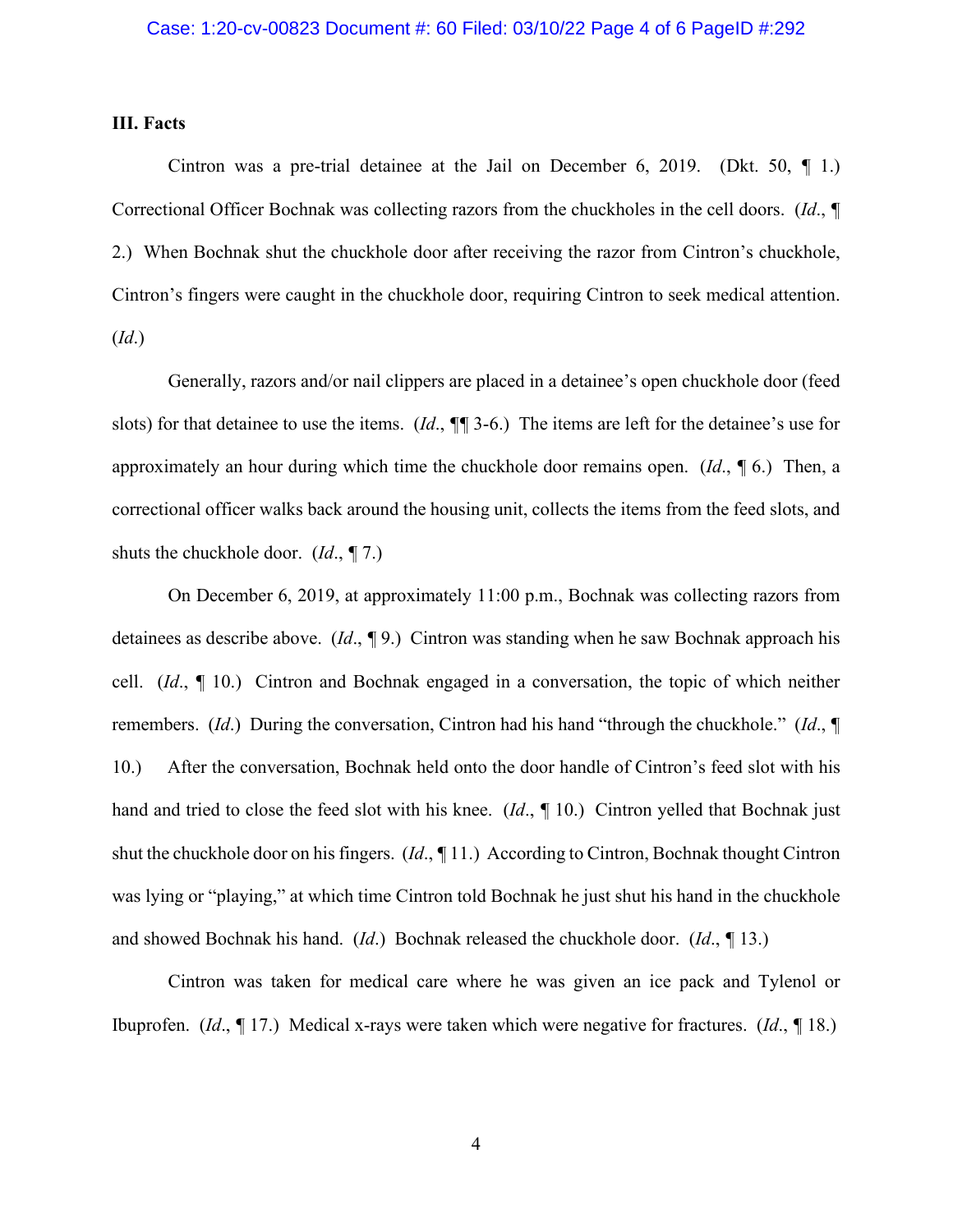### III. Facts

Cintron was a pre-trial detainee at the Jail on December 6, 2019. (Dkt. 50, ¶ 1.) Correctional Officer Bochnak was collecting razors from the chuckholes in the cell doors. (*Id*., ¶ 2.) When Bochnak shut the chuckhole door after receiving the razor from Cintron's chuckhole, Cintron's fingers were caught in the chuckhole door, requiring Cintron to seek medical attention. (*Id*.)

Generally, razors and/or nail clippers are placed in a detainee's open chuckhole door (feed slots) for that detainee to use the items. (*Id*., ¶¶ 3-6.) The items are left for the detainee's use for approximately an hour during which time the chuckhole door remains open. (*Id*., ¶ 6.) Then, a correctional officer walks back around the housing unit, collects the items from the feed slots, and shuts the chuckhole door. (*Id*., ¶ 7.)

On December 6, 2019, at approximately 11:00 p.m., Bochnak was collecting razors from detainees as describe above. (*Id*., ¶ 9.) Cintron was standing when he saw Bochnak approach his cell. (*Id*., ¶ 10.) Cintron and Bochnak engaged in a conversation, the topic of which neither remembers. (*Id*.) During the conversation, Cintron had his hand "through the chuckhole." (*Id*., ¶ 10.) After the conversation, Bochnak held onto the door handle of Cintron's feed slot with his hand and tried to close the feed slot with his knee. (*Id*., ¶ 10.) Cintron yelled that Bochnak just shut the chuckhole door on his fingers. (*Id*., ¶ 11.) According to Cintron, Bochnak thought Cintron was lying or "playing," at which time Cintron told Bochnak he just shut his hand in the chuckhole and showed Bochnak his hand. (*Id*.) Bochnak released the chuckhole door. (*Id*., ¶ 13.)

Cintron was taken for medical care where he was given an ice pack and Tylenol or Ibuprofen. (*Id*., ¶ 17.) Medical x-rays were taken which were negative for fractures. (*Id*., ¶ 18.)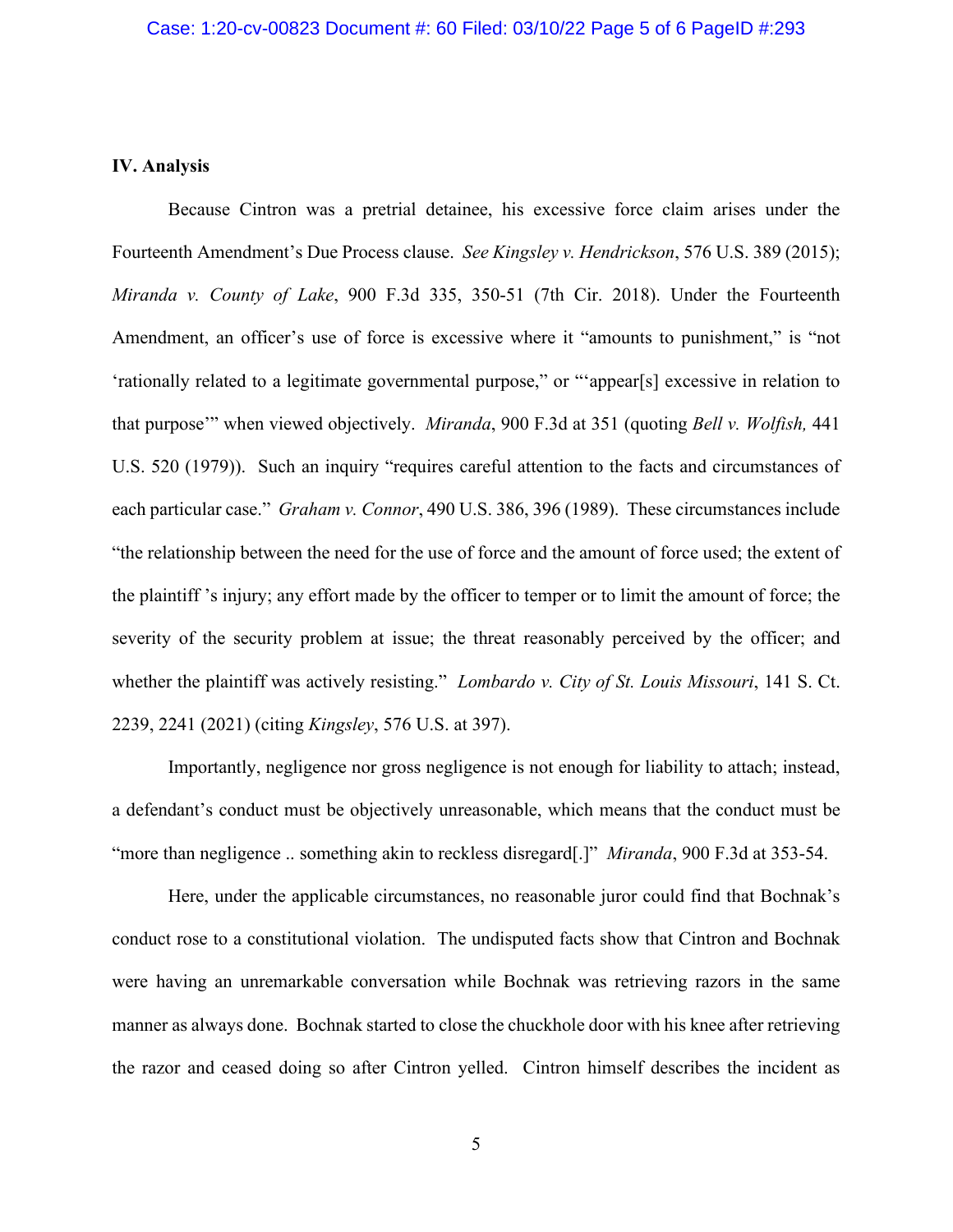### IV. Analysis

Because Cintron was a pretrial detainee, his excessive force claim arises under the Fourteenth Amendment's Due Process clause. *See Kingsley v. Hendrickson*, 576 U.S. 389 (2015); *Miranda v. County of Lake*, 900 F.3d 335, 350-51 (7th Cir. 2018). Under the Fourteenth Amendment, an officer's use of force is excessive where it "amounts to punishment," is "not 'rationally related to a legitimate governmental purpose," or "'appear[s] excessive in relation to that purpose'" when viewed objectively. *Miranda*, 900 F.3d at 351 (quoting *Bell v. Wolfish,* 441 U.S. 520 (1979)). Such an inquiry "requires careful attention to the facts and circumstances of each particular case." *Graham v. Connor*, 490 U.S. 386, 396 (1989). These circumstances include "the relationship between the need for the use of force and the amount of force used; the extent of the plaintiff 's injury; any effort made by the officer to temper or to limit the amount of force; the severity of the security problem at issue; the threat reasonably perceived by the officer; and whether the plaintiff was actively resisting." *Lombardo v. City of St. Louis Missouri*, 141 S. Ct. 2239, 2241 (2021) (citing *Kingsley*, 576 U.S. at 397).

Importantly, negligence nor gross negligence is not enough for liability to attach; instead, a defendant's conduct must be objectively unreasonable, which means that the conduct must be "more than negligence .. something akin to reckless disregard[.]" *Miranda*, 900 F.3d at 353-54.

Here, under the applicable circumstances, no reasonable juror could find that Bochnak's conduct rose to a constitutional violation. The undisputed facts show that Cintron and Bochnak were having an unremarkable conversation while Bochnak was retrieving razors in the same manner as always done. Bochnak started to close the chuckhole door with his knee after retrieving the razor and ceased doing so after Cintron yelled. Cintron himself describes the incident as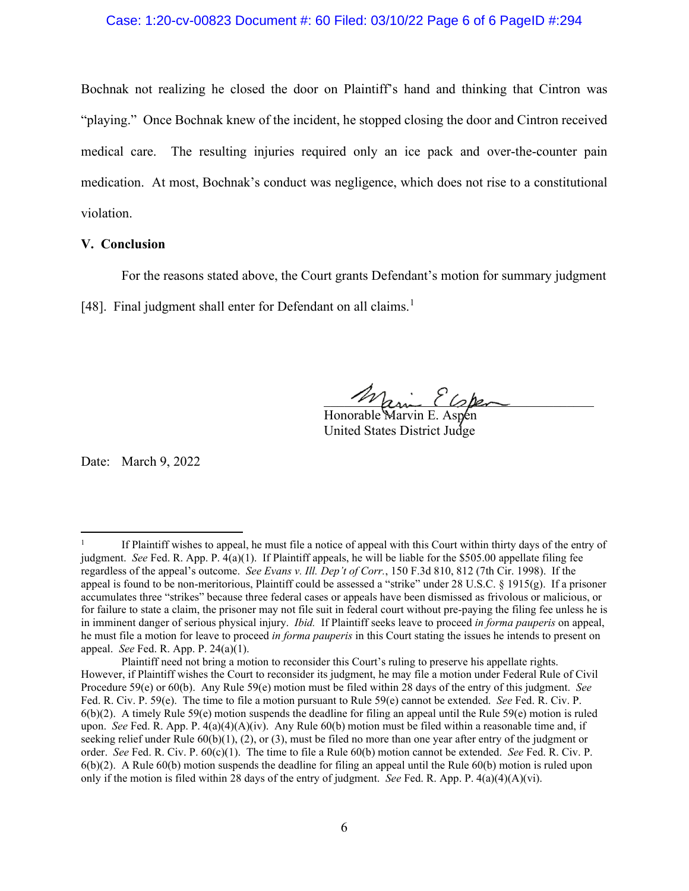Bochnak not realizing he closed the door on Plaintiff's hand and thinking that Cintron was "playing." Once Bochnak knew of the incident, he stopped closing the door and Cintron received medical care. The resulting injuries required only an ice pack and over-the-counter pain medication. At most, Bochnak's conduct was negligence, which does not rise to a constitutional violation.

**V. Conclusion**

For the reasons stated above, the Court grants Defendant's motion for summary judgment [48]. Final judgment shall enter for Defendant on all claims.[1]

Honorable Marvin E. Aspen
United States District Judge

Date: March 9, 2022

---

[1] If Plaintiff wishes to appeal, he must file a notice of appeal with this Court within thirty days of the entry of judgment. *See* Fed. R. App. P. 4(a)(1). If Plaintiff appeals, he will be liable for the $505.00 appellate filing fee regardless of the appeal's outcome. *See Evans v. Ill. Dep't of Corr.*, 150 F.3d 810, 812 (7th Cir. 1998). If the appeal is found to be non-meritorious, Plaintiff could be assessed a "strike" under 28 U.S.C. § 1915(g). If a prisoner accumulates three "strikes" because three federal cases or appeals have been dismissed as frivolous or malicious, or for failure to state a claim, the prisoner may not file suit in federal court without pre-paying the filing fee unless he is in imminent danger of serious physical injury. *Ibid.* If Plaintiff seeks leave to proceed *in forma pauperis* on appeal, he must file a motion for leave to proceed *in forma pauperis* in this Court stating the issues he intends to present on appeal. *See* Fed. R. App. P. 24(a)(1).

Plaintiff need not bring a motion to reconsider this Court's ruling to preserve his appellate rights. However, if Plaintiff wishes the Court to reconsider its judgment, he may file a motion under Federal Rule of Civil Procedure 59(e) or 60(b). Any Rule 59(e) motion must be filed within 28 days of the entry of this judgment. *See* Fed. R. Civ. P. 59(e). The time to file a motion pursuant to Rule 59(e) cannot be extended. *See* Fed. R. Civ. P. 6(b)(2). A timely Rule 59(e) motion suspends the deadline for filing an appeal until the Rule 59(e) motion is ruled upon. *See* Fed. R. App. P. 4(a)(4)(A)(iv). Any Rule 60(b) motion must be filed within a reasonable time and, if seeking relief under Rule 60(b)(1), (2), or (3), must be filed no more than one year after entry of the judgment or order. *See* Fed. R. Civ. P. 60(c)(1). The time to file a Rule 60(b) motion cannot be extended. *See* Fed. R. Civ. P. 6(b)(2). A Rule 60(b) motion suspends the deadline for filing an appeal until the Rule 60(b) motion is ruled upon only if the motion is filed within 28 days of the entry of judgment. *See* Fed. R. App. P. 4(a)(4)(A)(vi).